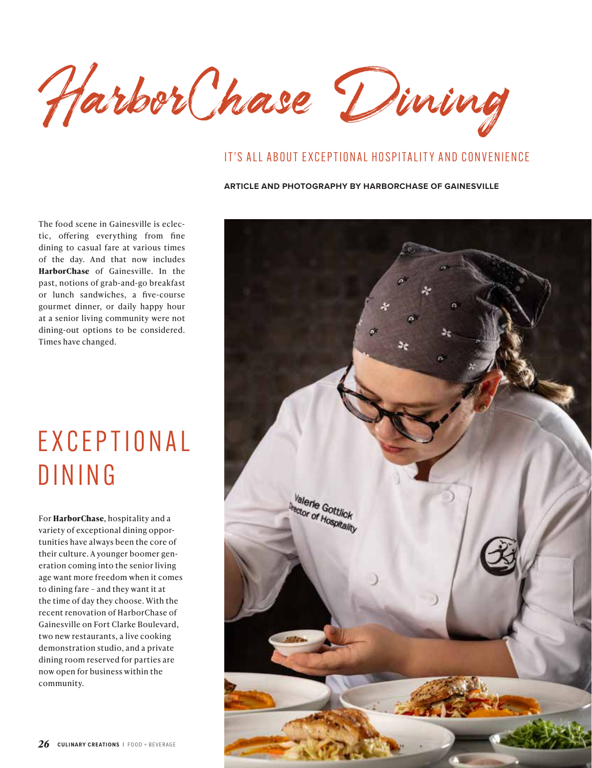# HarborChase Dining

## IT'S ALL ABOUT EXCEPTIONAL HOSPITALITY AND CONVENIENCE

**ARTICLE AND PHOTOGRAPHY BY HARBORCHASE OF GAINESVILLE**

The food scene in Gainesville is eclectic, offering everything from fine dining to casual fare at various times of the day. And that now includes **HarborChase** of Gainesville. In the past, notions of grab-and-go breakfast or lunch sandwiches, a five-course gourmet dinner, or daily happy hour at a senior living community were not dining-out options to be considered. Times have changed.

## EXCEPTIONAL DINING

For **HarborChase**, hospitality and a variety of exceptional dining opportunities have always been the core of their culture. A younger boomer generation coming into the senior living age want more freedom when it comes to dining fare – and they want it at the time of day they choose. With the recent renovation of HarborChase of Gainesville on Fort Clarke Boulevard, two new restaurants, a live cooking demonstration studio, and a private dining room reserved for parties are now open for business within the community.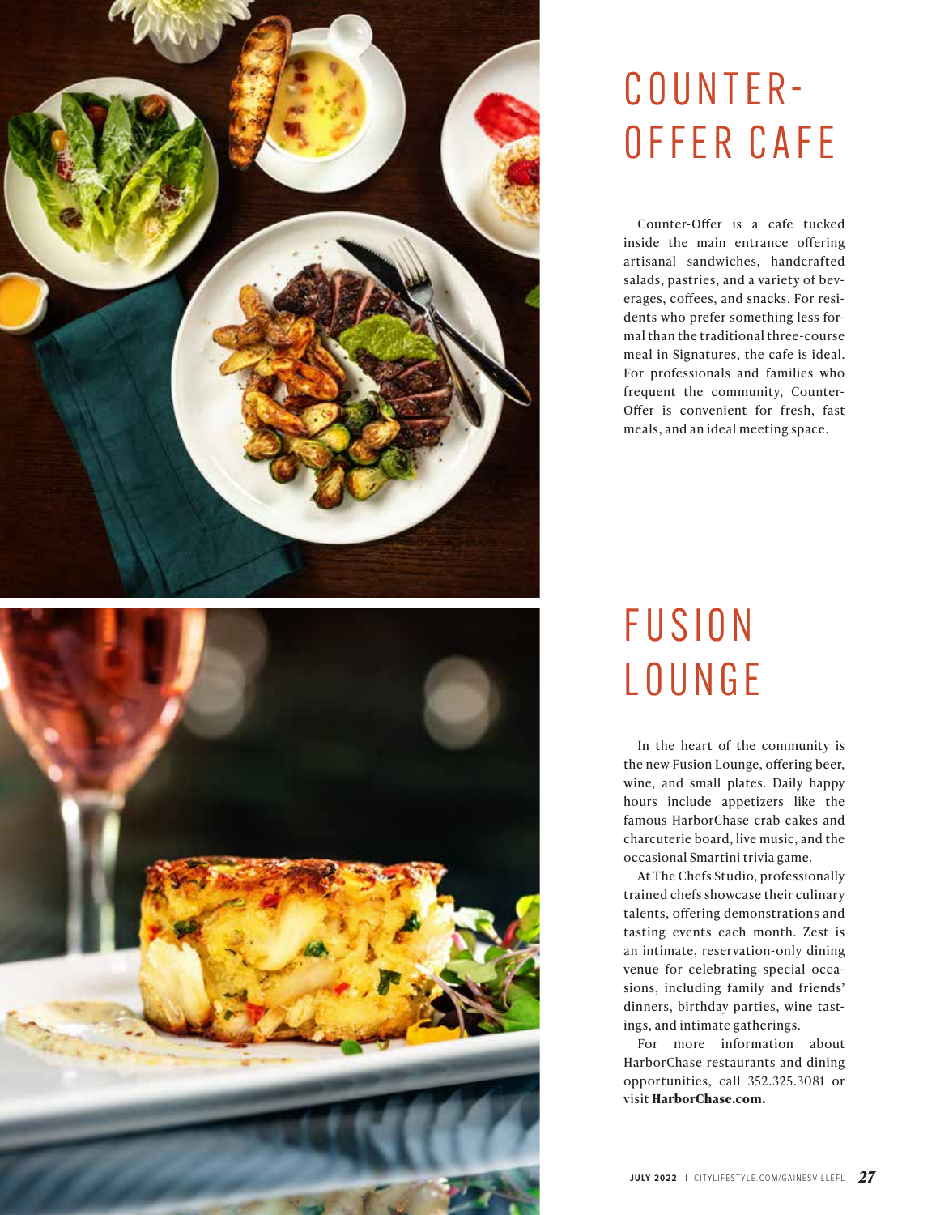# COUNTER-OFFER CAFE

Counter-Offer is a cafe tucked inside the main entrance offering artisanal sandwiches, handcrafted salads, pastries, and a variety of beverages, coffees, and snacks. For residents who prefer something less formal than the traditional three-course meal in Signatures, the cafe is ideal. For professionals and families who frequent the community, Counter-Offer is convenient for fresh, fast meals, and an ideal meeting space.

# FUSION LOUNGE

In the heart of the community is the new Fusion Lounge, offering beer, wine, and small plates. Daily happy hours include appetizers like the famous HarborChase crab cakes and charcuterie board, live music, and the occasional Smartini trivia game.

At The Chefs Studio, professionally trained chefs showcase their culinary talents, offering demonstrations and tasting events each month. Zest is an intimate, reservation-only dining venue for celebrating special occasions, including family and friends' dinners, birthday parties, wine tastings, and intimate gatherings.

For more information about HarborChase restaurants and dining opportunities, call 352.325.3081 or visit **HarborChase.com.**